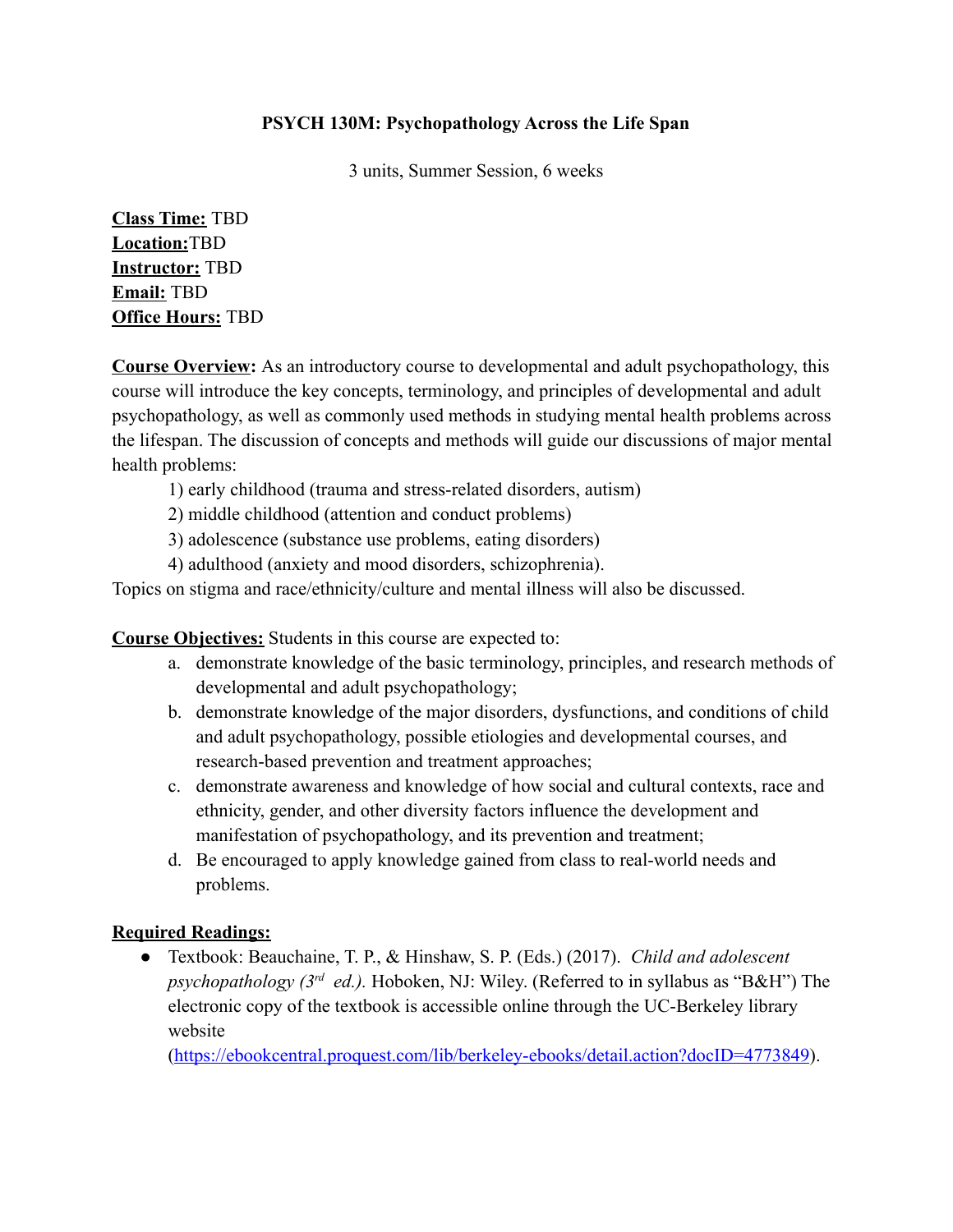# PSYCH 130M: Psychopathology Across the Life Span

3 units, Summer Session, 6 weeks

**Class Time:** TBD
**Location:** TBD
**Instructor:** TBD
**Email:** TBD
**Office Hours:** TBD

**Course Overview:** As an introductory course to developmental and adult psychopathology, this course will introduce the key concepts, terminology, and principles of developmental and adult psychopathology, as well as commonly used methods in studying mental health problems across the lifespan. The discussion of concepts and methods will guide our discussions of major mental health problems:

1) early childhood (trauma and stress-related disorders, autism)
2) middle childhood (attention and conduct problems)
3) adolescence (substance use problems, eating disorders)
4) adulthood (anxiety and mood disorders, schizophrenia).

Topics on stigma and race/ethnicity/culture and mental illness will also be discussed.

**Course Objectives:** Students in this course are expected to:

a. demonstrate knowledge of the basic terminology, principles, and research methods of developmental and adult psychopathology;
b. demonstrate knowledge of the major disorders, dysfunctions, and conditions of child and adult psychopathology, possible etiologies and developmental courses, and research-based prevention and treatment approaches;
c. demonstrate awareness and knowledge of how social and cultural contexts, race and ethnicity, gender, and other diversity factors influence the development and manifestation of psychopathology, and its prevention and treatment;
d. Be encouraged to apply knowledge gained from class to real-world needs and problems.

**Required Readings:**

- Textbook: Beauchaine, T. P., & Hinshaw, S. P. (Eds.) (2017). *Child and adolescent psychopathology (3rd ed.).* Hoboken, NJ: Wiley. (Referred to in syllabus as "B&H") The electronic copy of the textbook is accessible online through the UC-Berkeley library website (https://ebookcentral.proquest.com/lib/berkeley-ebooks/detail.action?docID=4773849).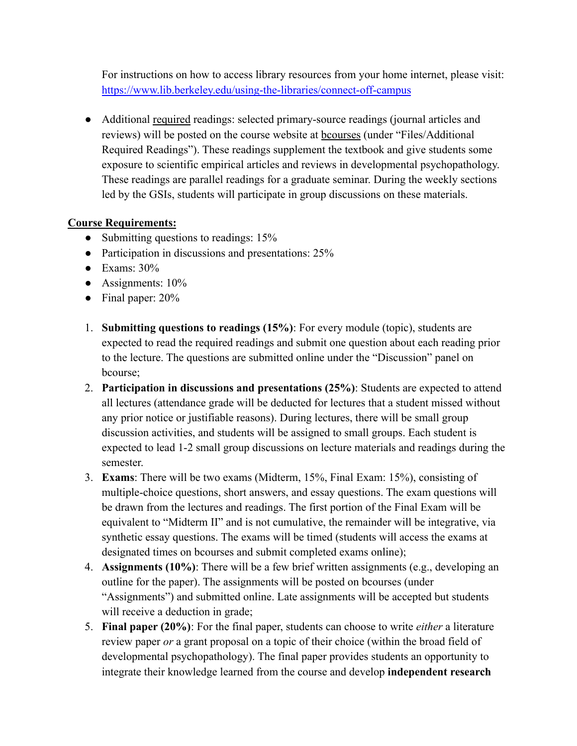For instructions on how to access library resources from your home internet, please visit: https://www.lib.berkeley.edu/using-the-libraries/connect-off-campus

- Additional required readings: selected primary-source readings (journal articles and reviews) will be posted on the course website at bcourses (under "Files/Additional Required Readings"). These readings supplement the textbook and give students some exposure to scientific empirical articles and reviews in developmental psychopathology. These readings are parallel readings for a graduate seminar. During the weekly sections led by the GSIs, students will participate in group discussions on these materials.

**Course Requirements:**

- Submitting questions to readings: 15%
- Participation in discussions and presentations: 25%
- Exams: 30%
- Assignments: 10%
- Final paper: 20%

1. **Submitting questions to readings (15%)**: For every module (topic), students are expected to read the required readings and submit one question about each reading prior to the lecture. The questions are submitted online under the "Discussion" panel on bcourse;
2. **Participation in discussions and presentations (25%)**: Students are expected to attend all lectures (attendance grade will be deducted for lectures that a student missed without any prior notice or justifiable reasons). During lectures, there will be small group discussion activities, and students will be assigned to small groups. Each student is expected to lead 1-2 small group discussions on lecture materials and readings during the semester.
3. **Exams**: There will be two exams (Midterm, 15%, Final Exam: 15%), consisting of multiple-choice questions, short answers, and essay questions. The exam questions will be drawn from the lectures and readings. The first portion of the Final Exam will be equivalent to "Midterm II" and is not cumulative, the remainder will be integrative, via synthetic essay questions. The exams will be timed (students will access the exams at designated times on bcourses and submit completed exams online);
4. **Assignments (10%)**: There will be a few brief written assignments (e.g., developing an outline for the paper). The assignments will be posted on bcourses (under "Assignments") and submitted online. Late assignments will be accepted but students will receive a deduction in grade;
5. **Final paper (20%)**: For the final paper, students can choose to write *either* a literature review paper *or* a grant proposal on a topic of their choice (within the broad field of developmental psychopathology). The final paper provides students an opportunity to integrate their knowledge learned from the course and develop **independent research**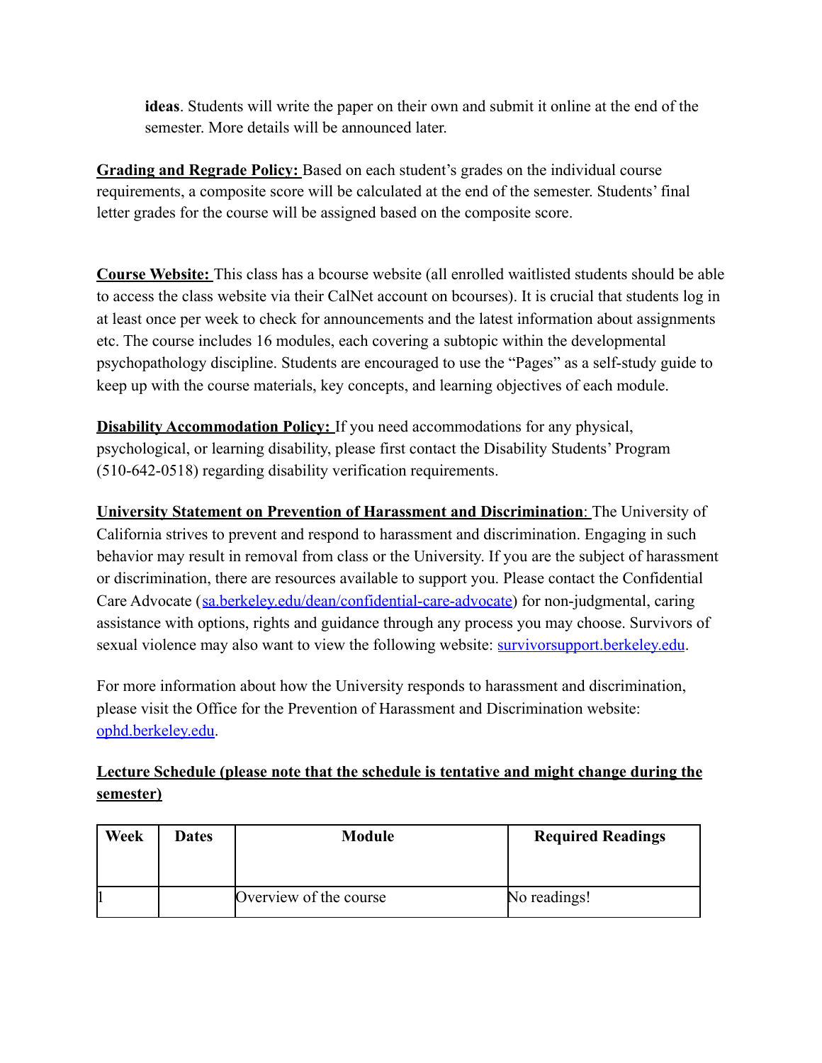**ideas**. Students will write the paper on their own and submit it online at the end of the semester. More details will be announced later.

**Grading and Regrade Policy:** Based on each student's grades on the individual course requirements, a composite score will be calculated at the end of the semester. Students' final letter grades for the course will be assigned based on the composite score.

**Course Website:** This class has a bcourse website (all enrolled waitlisted students should be able to access the class website via their CalNet account on bcourses). It is crucial that students log in at least once per week to check for announcements and the latest information about assignments etc. The course includes 16 modules, each covering a subtopic within the developmental psychopathology discipline. Students are encouraged to use the "Pages" as a self-study guide to keep up with the course materials, key concepts, and learning objectives of each module.

**Disability Accommodation Policy:** If you need accommodations for any physical, psychological, or learning disability, please first contact the Disability Students' Program (510-642-0518) regarding disability verification requirements.

**University Statement on Prevention of Harassment and Discrimination**: The University of California strives to prevent and respond to harassment and discrimination. Engaging in such behavior may result in removal from class or the University. If you are the subject of harassment or discrimination, there are resources available to support you. Please contact the Confidential Care Advocate (sa.berkeley.edu/dean/confidential-care-advocate) for non-judgmental, caring assistance with options, rights and guidance through any process you may choose. Survivors of sexual violence may also want to view the following website: survivorsupport.berkeley.edu.

For more information about how the University responds to harassment and discrimination, please visit the Office for the Prevention of Harassment and Discrimination website: ophd.berkeley.edu.

**Lecture Schedule (please note that the schedule is tentative and might change during the semester)**

| Week | Dates | Module | Required Readings |
|---|---|---|---|
| 1 | | Overview of the course | No readings! |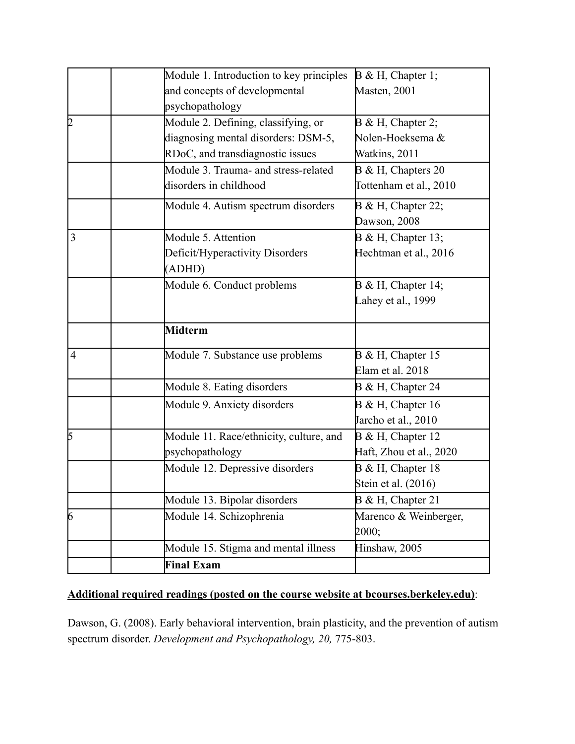| | | | |
|---|---|---|---|
| | | Module 1. Introduction to key principles and concepts of developmental psychopathology | B & H, Chapter 1; Masten, 2001 |
| 2 | | Module 2. Defining, classifying, or diagnosing mental disorders: DSM-5, RDoC, and transdiagnostic issues | B & H, Chapter 2; Nolen-Hoeksema & Watkins, 2011 |
| | | Module 3. Trauma- and stress-related disorders in childhood | B & H, Chapters 20 Tottenham et al., 2010 |
| | | Module 4. Autism spectrum disorders | B & H, Chapter 22; Dawson, 2008 |
| 3 | | Module 5. Attention Deficit/Hyperactivity Disorders (ADHD) | B & H, Chapter 13; Hechtman et al., 2016 |
| | | Module 6. Conduct problems | B & H, Chapter 14; Lahey et al., 1999 |
| | | **Midterm** | |
| 4 | | Module 7. Substance use problems | B & H, Chapter 15 Elam et al. 2018 |
| | | Module 8. Eating disorders | B & H, Chapter 24 |
| | | Module 9. Anxiety disorders | B & H, Chapter 16 Jarcho et al., 2010 |
| 5 | | Module 11. Race/ethnicity, culture, and psychopathology | B & H, Chapter 12 Haft, Zhou et al., 2020 |
| | | Module 12. Depressive disorders | B & H, Chapter 18 Stein et al. (2016) |
| | | Module 13. Bipolar disorders | B & H, Chapter 21 |
| 6 | | Module 14. Schizophrenia | Marenco & Weinberger, 2000; |
| | | Module 15. Stigma and mental illness | Hinshaw, 2005 |
| | | **Final Exam** | |

**Additional required readings (posted on the course website at bcourses.berkeley.edu)**:

Dawson, G. (2008). Early behavioral intervention, brain plasticity, and the prevention of autism spectrum disorder. *Development and Psychopathology, 20,* 775-803.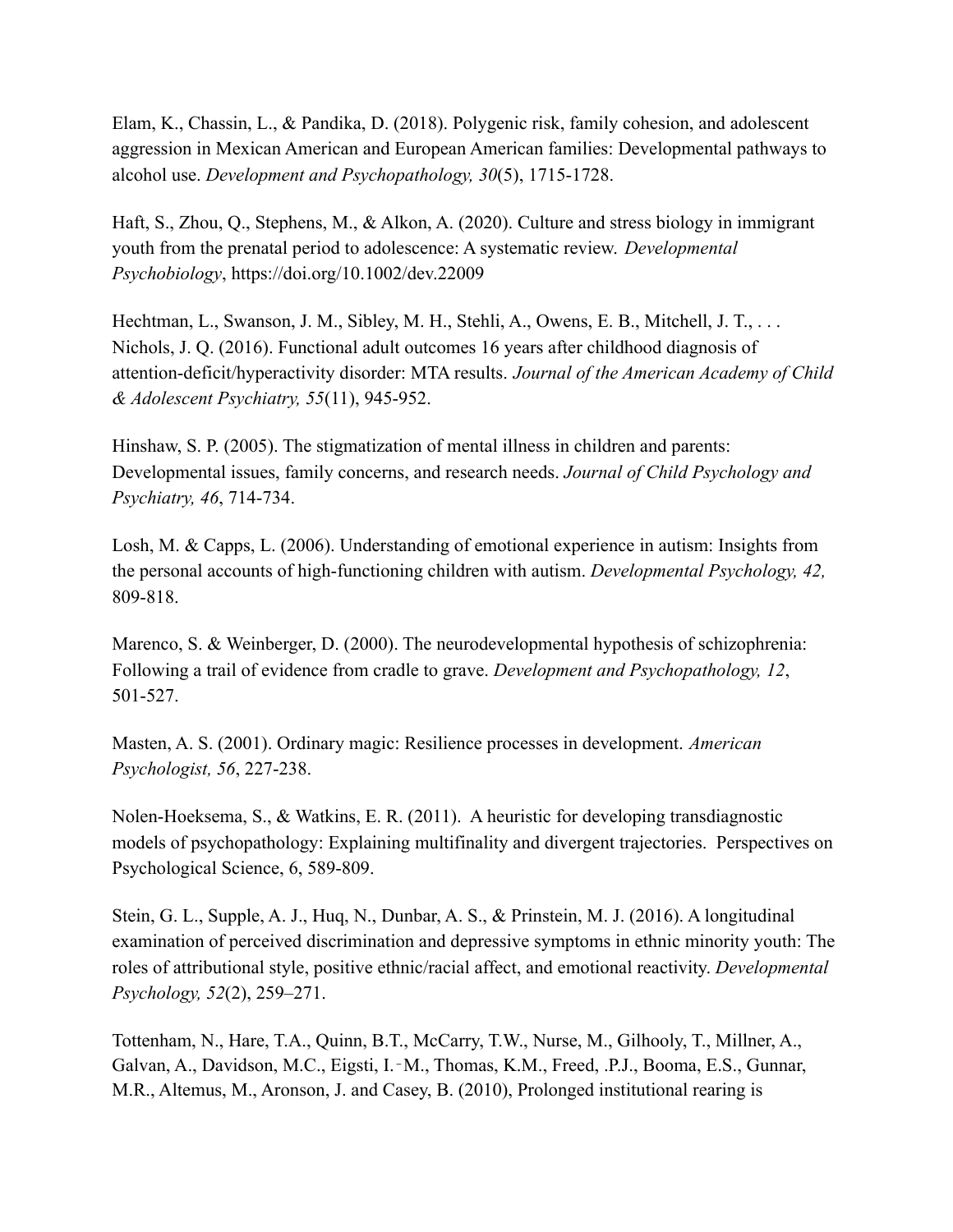Elam, K., Chassin, L., & Pandika, D. (2018). Polygenic risk, family cohesion, and adolescent aggression in Mexican American and European American families: Developmental pathways to alcohol use. *Development and Psychopathology, 30*(5), 1715-1728.

Haft, S., Zhou, Q., Stephens, M., & Alkon, A. (2020). Culture and stress biology in immigrant youth from the prenatal period to adolescence: A systematic review. *Developmental Psychobiology*, https://doi.org/10.1002/dev.22009

Hechtman, L., Swanson, J. M., Sibley, M. H., Stehli, A., Owens, E. B., Mitchell, J. T., . . . Nichols, J. Q. (2016). Functional adult outcomes 16 years after childhood diagnosis of attention-deficit/hyperactivity disorder: MTA results. *Journal of the American Academy of Child & Adolescent Psychiatry, 55*(11), 945-952.

Hinshaw, S. P. (2005). The stigmatization of mental illness in children and parents: Developmental issues, family concerns, and research needs. *Journal of Child Psychology and Psychiatry, 46*, 714-734.

Losh, M. & Capps, L. (2006). Understanding of emotional experience in autism: Insights from the personal accounts of high-functioning children with autism. *Developmental Psychology, 42,* 809-818.

Marenco, S. & Weinberger, D. (2000). The neurodevelopmental hypothesis of schizophrenia: Following a trail of evidence from cradle to grave. *Development and Psychopathology, 12*, 501-527.

Masten, A. S. (2001). Ordinary magic: Resilience processes in development. *American Psychologist, 56*, 227-238.

Nolen-Hoeksema, S., & Watkins, E. R. (2011). A heuristic for developing transdiagnostic models of psychopathology: Explaining multifinality and divergent trajectories. Perspectives on Psychological Science, 6, 589-809.

Stein, G. L., Supple, A. J., Huq, N., Dunbar, A. S., & Prinstein, M. J. (2016). A longitudinal examination of perceived discrimination and depressive symptoms in ethnic minority youth: The roles of attributional style, positive ethnic/racial affect, and emotional reactivity. *Developmental Psychology, 52*(2), 259–271.

Tottenham, N., Hare, T.A., Quinn, B.T., McCarry, T.W., Nurse, M., Gilhooly, T., Millner, A., Galvan, A., Davidson, M.C., Eigsti, I.‐M., Thomas, K.M., Freed, .P.J., Booma, E.S., Gunnar, M.R., Altemus, M., Aronson, J. and Casey, B. (2010), Prolonged institutional rearing is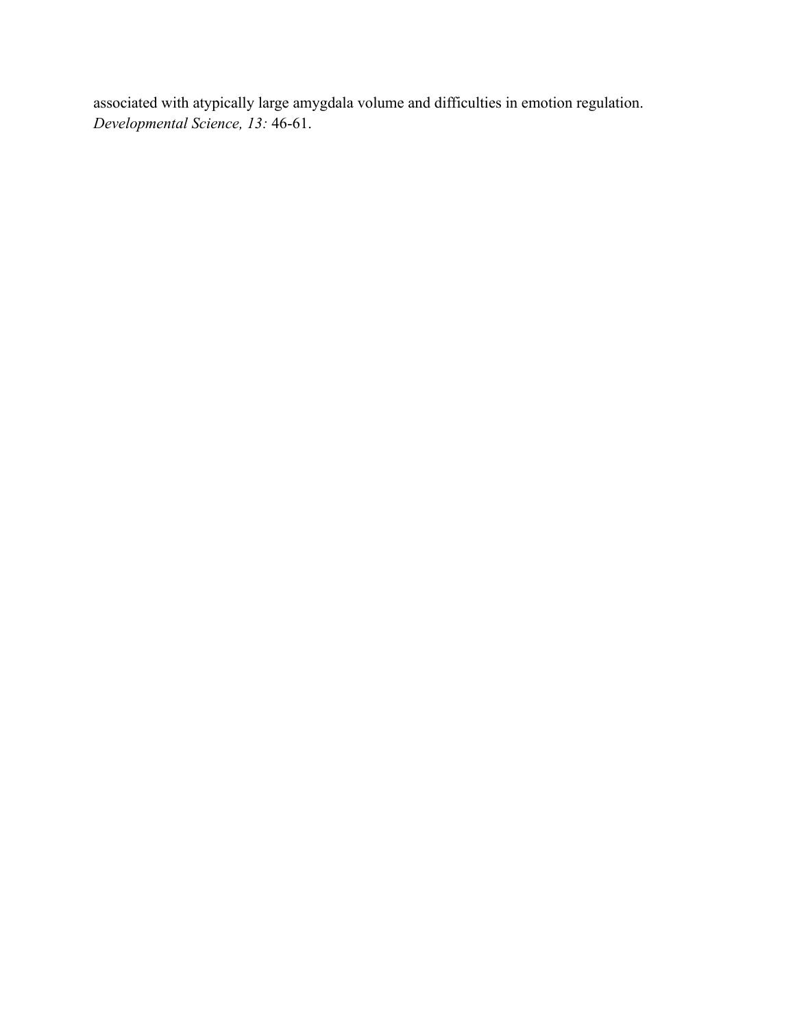associated with atypically large amygdala volume and difficulties in emotion regulation. *Developmental Science, 13:* 46-61.